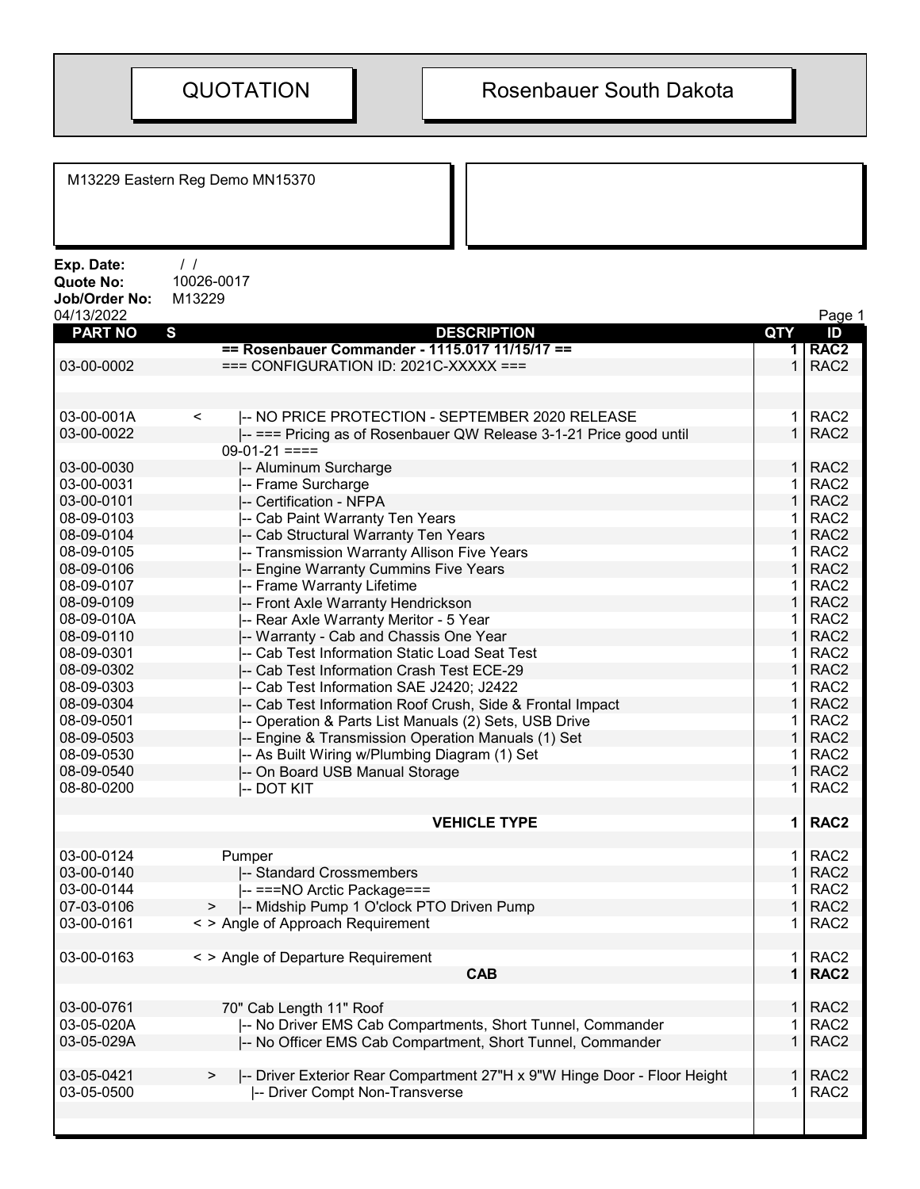# QUOTATION

# Rosenbauer South Dakota

M13229 Eastern Reg Demo MN15370

**Exp. Date:** / /
**Quote No:** 10026-0017
**Job/Order No:** M13229
04/13/2022

| PART NO | S | DESCRIPTION | QTY | ID |
|---|---|---|---|---|
| | | **== Rosenbauer Commander - 1115.017 11/15/17 ==** | **1** | **RAC2** |
| 03-00-0002 | | === CONFIGURATION ID: 2021C-XXXXX === | 1 | RAC2 |
| | | | | |
| 03-00-001A | < | \|-- NO PRICE PROTECTION - SEPTEMBER 2020 RELEASE | 1 | RAC2 |
| 03-00-0022 | | \|-- === Pricing as of Rosenbauer QW Release 3-1-21 Price good until 09-01-21 ==== | 1 | RAC2 |
| 03-00-0030 | | \|-- Aluminum Surcharge | 1 | RAC2 |
| 03-00-0031 | | \|-- Frame Surcharge | 1 | RAC2 |
| 03-00-0101 | | \|-- Certification - NFPA | 1 | RAC2 |
| 08-09-0103 | | \|-- Cab Paint Warranty Ten Years | 1 | RAC2 |
| 08-09-0104 | | \|-- Cab Structural Warranty Ten Years | 1 | RAC2 |
| 08-09-0105 | | \|-- Transmission Warranty Allison Five Years | 1 | RAC2 |
| 08-09-0106 | | \|-- Engine Warranty Cummins Five Years | 1 | RAC2 |
| 08-09-0107 | | \|-- Frame Warranty Lifetime | 1 | RAC2 |
| 08-09-0109 | | \|-- Front Axle Warranty Hendrickson | 1 | RAC2 |
| 08-09-010A | | \|-- Rear Axle Warranty Meritor - 5 Year | 1 | RAC2 |
| 08-09-0110 | | \|-- Warranty - Cab and Chassis One Year | 1 | RAC2 |
| 08-09-0301 | | \|-- Cab Test Information Static Load Seat Test | 1 | RAC2 |
| 08-09-0302 | | \|-- Cab Test Information Crash Test ECE-29 | 1 | RAC2 |
| 08-09-0303 | | \|-- Cab Test Information SAE J2420; J2422 | 1 | RAC2 |
| 08-09-0304 | | \|-- Cab Test Information Roof Crush, Side & Frontal Impact | 1 | RAC2 |
| 08-09-0501 | | \|-- Operation & Parts List Manuals (2) Sets, USB Drive | 1 | RAC2 |
| 08-09-0503 | | \|-- Engine & Transmission Operation Manuals (1) Set | 1 | RAC2 |
| 08-09-0530 | | \|-- As Built Wiring w/Plumbing Diagram (1) Set | 1 | RAC2 |
| 08-09-0540 | | \|-- On Board USB Manual Storage | 1 | RAC2 |
| 08-80-0200 | | \|-- DOT KIT | 1 | RAC2 |
| | | | | |
| | | **VEHICLE TYPE** | **1** | **RAC2** |
| | | | | |
| 03-00-0124 | | Pumper | 1 | RAC2 |
| 03-00-0140 | | \|-- Standard Crossmembers | 1 | RAC2 |
| 03-00-0144 | | \|-- ===NO Arctic Package=== | 1 | RAC2 |
| 07-03-0106 | > | \|-- Midship Pump 1 O'clock PTO Driven Pump | 1 | RAC2 |
| 03-00-0161 | < > | Angle of Approach Requirement | 1 | RAC2 |
| | | | | |
| 03-00-0163 | < > | Angle of Departure Requirement | 1 | RAC2 |
| | | **CAB** | **1** | **RAC2** |
| | | | | |
| 03-00-0761 | | 70" Cab Length 11" Roof | 1 | RAC2 |
| 03-05-020A | | \|-- No Driver EMS Cab Compartments, Short Tunnel, Commander | 1 | RAC2 |
| 03-05-029A | | \|-- No Officer EMS Cab Compartment, Short Tunnel, Commander | 1 | RAC2 |
| | | | | |
| 03-05-0421 | > | \|-- Driver Exterior Rear Compartment 27"H x 9"W Hinge Door - Floor Height | 1 | RAC2 |
| 03-05-0500 | | \|-- Driver Compt Non-Transverse | 1 | RAC2 |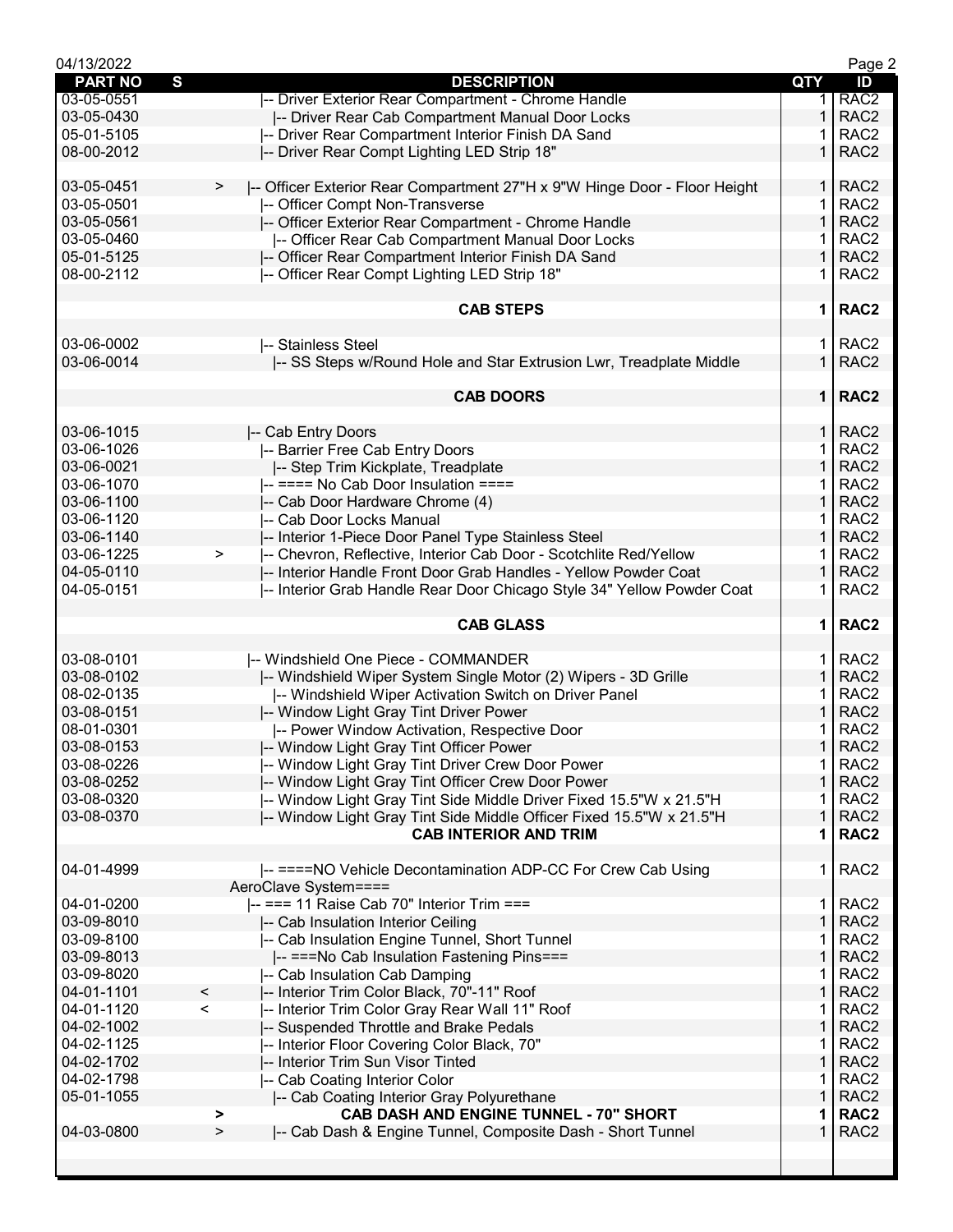| PART NO | S | DESCRIPTION | QTY | ID |
|---|---|---|---|---|
| 03-05-0551 | | \|-- Driver Exterior Rear Compartment - Chrome Handle | 1 | RAC2 |
| 03-05-0430 | | \|-- Driver Rear Cab Compartment Manual Door Locks | 1 | RAC2 |
| 05-01-5105 | | \|-- Driver Rear Compartment Interior Finish DA Sand | 1 | RAC2 |
| 08-00-2012 | | \|-- Driver Rear Compt Lighting LED Strip 18" | 1 | RAC2 |
| | | | | |
| 03-05-0451 | > | \|-- Officer Exterior Rear Compartment 27"H x 9"W Hinge Door - Floor Height | 1 | RAC2 |
| 03-05-0501 | | \|-- Officer Compt Non-Transverse | 1 | RAC2 |
| 03-05-0561 | | \|-- Officer Exterior Rear Compartment - Chrome Handle | 1 | RAC2 |
| 03-05-0460 | | \|-- Officer Rear Cab Compartment Manual Door Locks | 1 | RAC2 |
| 05-01-5125 | | \|-- Officer Rear Compartment Interior Finish DA Sand | 1 | RAC2 |
| 08-00-2112 | | \|-- Officer Rear Compt Lighting LED Strip 18" | 1 | RAC2 |
| | | | | |
| | | **CAB STEPS** | **1** | **RAC2** |
| | | | | |
| 03-06-0002 | | \|-- Stainless Steel | 1 | RAC2 |
| 03-06-0014 | | \|-- SS Steps w/Round Hole and Star Extrusion Lwr, Treadplate Middle | 1 | RAC2 |
| | | | | |
| | | **CAB DOORS** | **1** | **RAC2** |
| | | | | |
| 03-06-1015 | | \|-- Cab Entry Doors | 1 | RAC2 |
| 03-06-1026 | | \|-- Barrier Free Cab Entry Doors | 1 | RAC2 |
| 03-06-0021 | | \|-- Step Trim Kickplate, Treadplate | 1 | RAC2 |
| 03-06-1070 | | \|-- ==== No Cab Door Insulation ==== | 1 | RAC2 |
| 03-06-1100 | | \|-- Cab Door Hardware Chrome (4) | 1 | RAC2 |
| 03-06-1120 | | \|-- Cab Door Locks Manual | 1 | RAC2 |
| 03-06-1140 | | \|-- Interior 1-Piece Door Panel Type Stainless Steel | 1 | RAC2 |
| 03-06-1225 | > | \|-- Chevron, Reflective, Interior Cab Door - Scotchlite Red/Yellow | 1 | RAC2 |
| 04-05-0110 | | \|-- Interior Handle Front Door Grab Handles - Yellow Powder Coat | 1 | RAC2 |
| 04-05-0151 | | \|-- Interior Grab Handle Rear Door Chicago Style 34" Yellow Powder Coat | 1 | RAC2 |
| | | | | |
| | | **CAB GLASS** | **1** | **RAC2** |
| | | | | |
| 03-08-0101 | | \|-- Windshield One Piece - COMMANDER | 1 | RAC2 |
| 03-08-0102 | | \|-- Windshield Wiper System Single Motor (2) Wipers - 3D Grille | 1 | RAC2 |
| 08-02-0135 | | \|-- Windshield Wiper Activation Switch on Driver Panel | 1 | RAC2 |
| 03-08-0151 | | \|-- Window Light Gray Tint Driver Power | 1 | RAC2 |
| 08-01-0301 | | \|-- Power Window Activation, Respective Door | 1 | RAC2 |
| 03-08-0153 | | \|-- Window Light Gray Tint Officer Power | 1 | RAC2 |
| 03-08-0226 | | \|-- Window Light Gray Tint Driver Crew Door Power | 1 | RAC2 |
| 03-08-0252 | | \|-- Window Light Gray Tint Officer Crew Door Power | 1 | RAC2 |
| 03-08-0320 | | \|-- Window Light Gray Tint Side Middle Driver Fixed 15.5"W x 21.5"H | 1 | RAC2 |
| 03-08-0370 | | \|-- Window Light Gray Tint Side Middle Officer Fixed 15.5"W x 21.5"H | 1 | RAC2 |
| | | **CAB INTERIOR AND TRIM** | **1** | **RAC2** |
| | | | | |
| 04-01-4999 | | \|-- ====NO Vehicle Decontamination ADP-CC For Crew Cab Using AeroClave System==== | 1 | RAC2 |
| 04-01-0200 | | \|-- === 11 Raise Cab 70" Interior Trim === | 1 | RAC2 |
| 03-09-8010 | | \|-- Cab Insulation Interior Ceiling | 1 | RAC2 |
| 03-09-8100 | | \|-- Cab Insulation Engine Tunnel, Short Tunnel | 1 | RAC2 |
| 03-09-8013 | | \|-- ===No Cab Insulation Fastening Pins=== | 1 | RAC2 |
| 03-09-8020 | | \|-- Cab Insulation Cab Damping | 1 | RAC2 |
| 04-01-1101 | < | \|-- Interior Trim Color Black, 70"-11" Roof | 1 | RAC2 |
| 04-01-1120 | < | \|-- Interior Trim Color Gray Rear Wall 11" Roof | 1 | RAC2 |
| 04-02-1002 | | \|-- Suspended Throttle and Brake Pedals | 1 | RAC2 |
| 04-02-1125 | | \|-- Interior Floor Covering Color Black, 70" | 1 | RAC2 |
| 04-02-1702 | | \|-- Interior Trim Sun Visor Tinted | 1 | RAC2 |
| 04-02-1798 | | \|-- Cab Coating Interior Color | 1 | RAC2 |
| 05-01-1055 | | \|-- Cab Coating Interior Gray Polyurethane | 1 | RAC2 |
| | **>** | **CAB DASH AND ENGINE TUNNEL - 70" SHORT** | **1** | **RAC2** |
| 04-03-0800 | > | \|-- Cab Dash & Engine Tunnel, Composite Dash - Short Tunnel | 1 | RAC2 |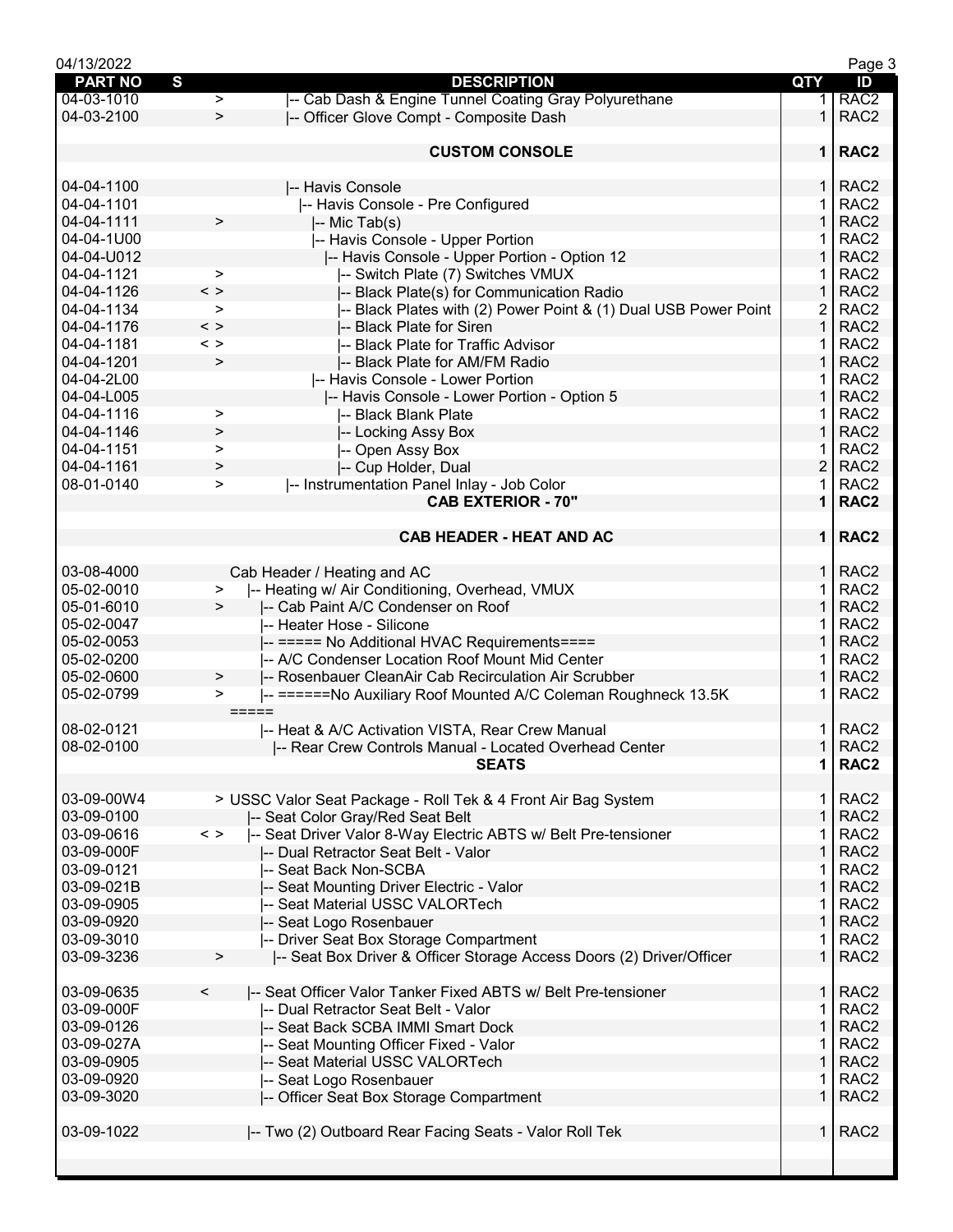| PART NO | S | DESCRIPTION | QTY | ID |
|---|---|---|---|---|
| 04-03-1010 | > | \|-- Cab Dash & Engine Tunnel Coating Gray Polyurethane | 1 | RAC2 |
| 04-03-2100 | > | \|-- Officer Glove Compt - Composite Dash | 1 | RAC2 |
| | | | | |
| | | **CUSTOM CONSOLE** | **1** | **RAC2** |
| | | | | |
| 04-04-1100 | | \|-- Havis Console | 1 | RAC2 |
| 04-04-1101 | | \|-- Havis Console - Pre Configured | 1 | RAC2 |
| 04-04-1111 | > | \|-- Mic Tab(s) | 1 | RAC2 |
| 04-04-1U00 | | \|-- Havis Console - Upper Portion | 1 | RAC2 |
| 04-04-U012 | | \|-- Havis Console - Upper Portion - Option 12 | 1 | RAC2 |
| 04-04-1121 | > | \|-- Switch Plate (7) Switches VMUX | 1 | RAC2 |
| 04-04-1126 | < > | \|-- Black Plate(s) for Communication Radio | 1 | RAC2 |
| 04-04-1134 | > | \|-- Black Plates with (2) Power Point & (1) Dual USB Power Point | 2 | RAC2 |
| 04-04-1176 | < > | \|-- Black Plate for Siren | 1 | RAC2 |
| 04-04-1181 | < > | \|-- Black Plate for Traffic Advisor | 1 | RAC2 |
| 04-04-1201 | > | \|-- Black Plate for AM/FM Radio | 1 | RAC2 |
| 04-04-2L00 | | \|-- Havis Console - Lower Portion | 1 | RAC2 |
| 04-04-L005 | | \|-- Havis Console - Lower Portion - Option 5 | 1 | RAC2 |
| 04-04-1116 | > | \|-- Black Blank Plate | 1 | RAC2 |
| 04-04-1146 | > | \|-- Locking Assy Box | 1 | RAC2 |
| 04-04-1151 | > | \|-- Open Assy Box | 1 | RAC2 |
| 04-04-1161 | > | \|-- Cup Holder, Dual | 2 | RAC2 |
| 08-01-0140 | > | \|-- Instrumentation Panel Inlay - Job Color | 1 | RAC2 |
| | | **CAB EXTERIOR - 70"** | **1** | **RAC2** |
| | | | | |
| | | **CAB HEADER - HEAT AND AC** | **1** | **RAC2** |
| | | | | |
| 03-08-4000 | | Cab Header / Heating and AC | 1 | RAC2 |
| 05-02-0010 | > | \|-- Heating w/ Air Conditioning, Overhead, VMUX | 1 | RAC2 |
| 05-01-6010 | > | \|-- Cab Paint A/C Condenser on Roof | 1 | RAC2 |
| 05-02-0047 | | \|-- Heater Hose - Silicone | 1 | RAC2 |
| 05-02-0053 | | \|-- ===== No Additional HVAC Requirements==== | 1 | RAC2 |
| 05-02-0200 | | \|-- A/C Condenser Location Roof Mount Mid Center | 1 | RAC2 |
| 05-02-0600 | > | \|-- Rosenbauer CleanAir Cab Recirculation Air Scrubber | 1 | RAC2 |
| 05-02-0799 | > | \|-- ======No Auxiliary Roof Mounted A/C Coleman Roughneck 13.5K ===== | 1 | RAC2 |
| 08-02-0121 | | \|-- Heat & A/C Activation VISTA, Rear Crew Manual | 1 | RAC2 |
| 08-02-0100 | | \|-- Rear Crew Controls Manual - Located Overhead Center | 1 | RAC2 |
| | | **SEATS** | **1** | **RAC2** |
| | | | | |
| 03-09-00W4 | | > USSC Valor Seat Package - Roll Tek & 4 Front Air Bag System | 1 | RAC2 |
| 03-09-0100 | | \|-- Seat Color Gray/Red Seat Belt | 1 | RAC2 |
| 03-09-0616 | < > | \|-- Seat Driver Valor 8-Way Electric ABTS w/ Belt Pre-tensioner | 1 | RAC2 |
| 03-09-000F | | \|-- Dual Retractor Seat Belt - Valor | 1 | RAC2 |
| 03-09-0121 | | \|-- Seat Back Non-SCBA | 1 | RAC2 |
| 03-09-021B | | \|-- Seat Mounting Driver Electric - Valor | 1 | RAC2 |
| 03-09-0905 | | \|-- Seat Material USSC VALORTech | 1 | RAC2 |
| 03-09-0920 | | \|-- Seat Logo Rosenbauer | 1 | RAC2 |
| 03-09-3010 | | \|-- Driver Seat Box Storage Compartment | 1 | RAC2 |
| 03-09-3236 | > | \|-- Seat Box Driver & Officer Storage Access Doors (2) Driver/Officer | 1 | RAC2 |
| | | | | |
| 03-09-0635 | < | \|-- Seat Officer Valor Tanker Fixed ABTS w/ Belt Pre-tensioner | 1 | RAC2 |
| 03-09-000F | | \|-- Dual Retractor Seat Belt - Valor | 1 | RAC2 |
| 03-09-0126 | | \|-- Seat Back SCBA IMMI Smart Dock | 1 | RAC2 |
| 03-09-027A | | \|-- Seat Mounting Officer Fixed - Valor | 1 | RAC2 |
| 03-09-0905 | | \|-- Seat Material USSC VALORTech | 1 | RAC2 |
| 03-09-0920 | | \|-- Seat Logo Rosenbauer | 1 | RAC2 |
| 03-09-3020 | | \|-- Officer Seat Box Storage Compartment | 1 | RAC2 |
| | | | | |
| 03-09-1022 | | \|-- Two (2) Outboard Rear Facing Seats - Valor Roll Tek | 1 | RAC2 |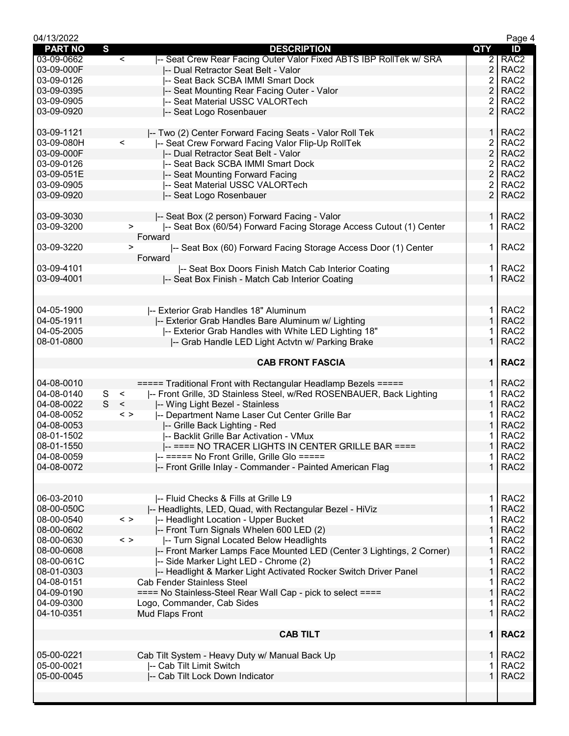| PART NO | S | | DESCRIPTION | QTY | ID |
|---|---|---|---|---|---|
| 03-09-0662 | | < | \|-- Seat Crew Rear Facing Outer Valor Fixed ABTS IBP RollTek w/ SRA | 2 | RAC2 |
| 03-09-000F | | | \|-- Dual Retractor Seat Belt - Valor | 2 | RAC2 |
| 03-09-0126 | | | \|-- Seat Back SCBA IMMI Smart Dock | 2 | RAC2 |
| 03-09-0395 | | | \|-- Seat Mounting Rear Facing Outer - Valor | 2 | RAC2 |
| 03-09-0905 | | | \|-- Seat Material USSC VALORTech | 2 | RAC2 |
| 03-09-0920 | | | \|-- Seat Logo Rosenbauer | 2 | RAC2 |
| | | | | | |
| 03-09-1121 | | | \|-- Two (2) Center Forward Facing Seats - Valor Roll Tek | 1 | RAC2 |
| 03-09-080H | | < | \|-- Seat Crew Forward Facing Valor Flip-Up RollTek | 2 | RAC2 |
| 03-09-000F | | | \|-- Dual Retractor Seat Belt - Valor | 2 | RAC2 |
| 03-09-0126 | | | \|-- Seat Back SCBA IMMI Smart Dock | 2 | RAC2 |
| 03-09-051E | | | \|-- Seat Mounting Forward Facing | 2 | RAC2 |
| 03-09-0905 | | | \|-- Seat Material USSC VALORTech | 2 | RAC2 |
| 03-09-0920 | | | \|-- Seat Logo Rosenbauer | 2 | RAC2 |
| | | | | | |
| 03-09-3030 | | | \|-- Seat Box (2 person) Forward Facing - Valor | 1 | RAC2 |
| 03-09-3200 | | > | \|-- Seat Box (60/54) Forward Facing Storage Access Cutout (1) Center Forward | 1 | RAC2 |
| 03-09-3220 | | > | \|-- Seat Box (60) Forward Facing Storage Access Door (1) Center Forward | 1 | RAC2 |
| 03-09-4101 | | | \|-- Seat Box Doors Finish Match Cab Interior Coating | 1 | RAC2 |
| 03-09-4001 | | | \|-- Seat Box Finish - Match Cab Interior Coating | 1 | RAC2 |
| | | | | | |
| 04-05-1900 | | | \|-- Exterior Grab Handles 18" Aluminum | 1 | RAC2 |
| 04-05-1911 | | | \|-- Exterior Grab Handles Bare Aluminum w/ Lighting | 1 | RAC2 |
| 04-05-2005 | | | \|-- Exterior Grab Handles with White LED Lighting 18" | 1 | RAC2 |
| 08-01-0800 | | | \|-- Grab Handle LED Light Actvtn w/ Parking Brake | 1 | RAC2 |
| | | | | | |
| | | | **CAB FRONT FASCIA** | **1** | **RAC2** |
| | | | | | |
| 04-08-0010 | | | ===== Traditional Front with Rectangular Headlamp Bezels ===== | 1 | RAC2 |
| 04-08-0140 | S | < | \|-- Front Grille, 3D Stainless Steel, w/Red ROSENBAUER, Back Lighting | 1 | RAC2 |
| 04-08-0022 | S | < | \|-- Wing Light Bezel - Stainless | 1 | RAC2 |
| 04-08-0052 | | < > | \|-- Department Name Laser Cut Center Grille Bar | 1 | RAC2 |
| 04-08-0053 | | | \|-- Grille Back Lighting - Red | 1 | RAC2 |
| 08-01-1502 | | | \|-- Backlit Grille Bar Activation - VMux | 1 | RAC2 |
| 08-01-1550 | | | \|-- ==== NO TRACER LIGHTS IN CENTER GRILLE BAR ==== | 1 | RAC2 |
| 04-08-0059 | | | \|-- ===== No Front Grille, Grille Glo ===== | 1 | RAC2 |
| 04-08-0072 | | | \|-- Front Grille Inlay - Commander - Painted American Flag | 1 | RAC2 |
| | | | | | |
| 06-03-2010 | | | \|-- Fluid Checks & Fills at Grille L9 | 1 | RAC2 |
| 08-00-050C | | | \|-- Headlights, LED, Quad, with Rectangular Bezel - HiViz | 1 | RAC2 |
| 08-00-0540 | | < > | \|-- Headlight Location - Upper Bucket | 1 | RAC2 |
| 08-00-0602 | | | \|-- Front Turn Signals Whelen 600 LED (2) | 1 | RAC2 |
| 08-00-0630 | | < > | \|-- Turn Signal Located Below Headlights | 1 | RAC2 |
| 08-00-0608 | | | \|-- Front Marker Lamps Face Mounted LED (Center 3 Lightings, 2 Corner) | 1 | RAC2 |
| 08-00-061C | | | \|-- Side Marker Light LED - Chrome (2) | 1 | RAC2 |
| 08-01-0303 | | | \|-- Headlight & Marker Light Activated Rocker Switch Driver Panel | 1 | RAC2 |
| 04-08-0151 | | | Cab Fender Stainless Steel | 1 | RAC2 |
| 04-09-0190 | | | ==== No Stainless-Steel Rear Wall Cap - pick to select ==== | 1 | RAC2 |
| 04-09-0300 | | | Logo, Commander, Cab Sides | 1 | RAC2 |
| 04-10-0351 | | | Mud Flaps Front | 1 | RAC2 |
| | | | | | |
| | | | **CAB TILT** | **1** | **RAC2** |
| | | | | | |
| 05-00-0221 | | | Cab Tilt System - Heavy Duty w/ Manual Back Up | 1 | RAC2 |
| 05-00-0021 | | | \|-- Cab Tilt Limit Switch | 1 | RAC2 |
| 05-00-0045 | | | \|-- Cab Tilt Lock Down Indicator | 1 | RAC2 |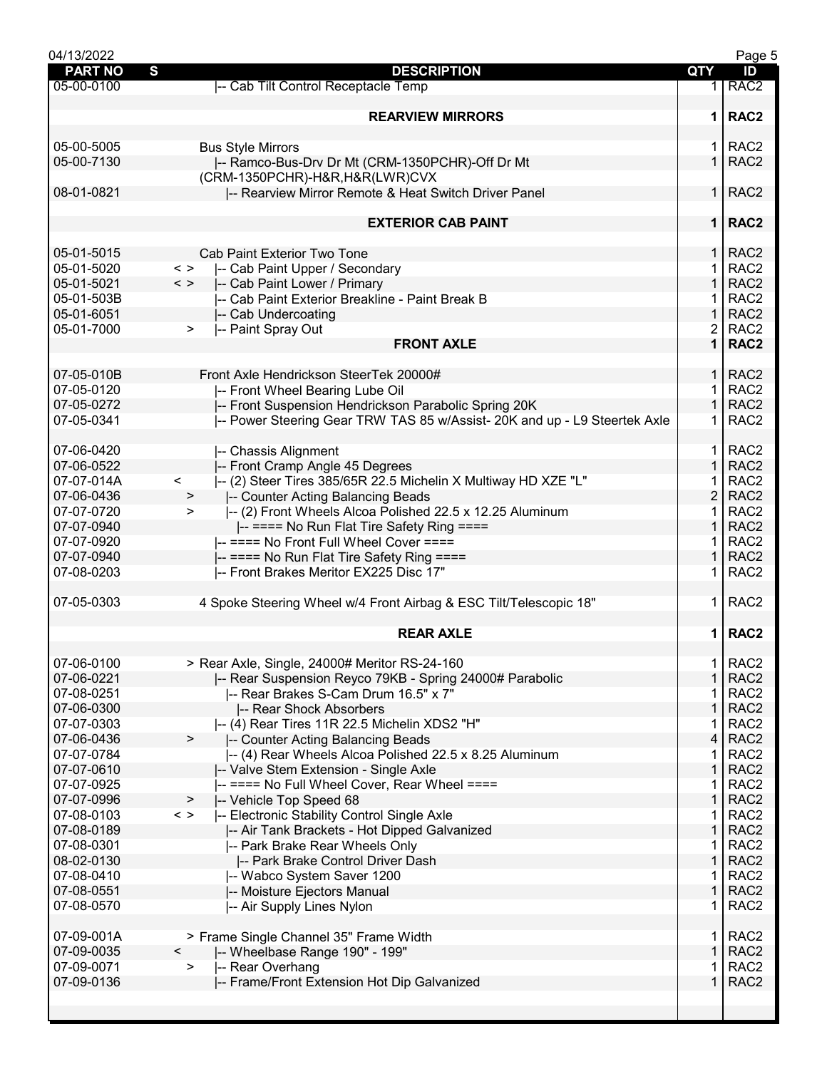| PART NO | S | DESCRIPTION | QTY | ID |
|---|---|---|---|---|
| 05-00-0100 | | \|-- Cab Tilt Control Receptacle Temp | 1 | RAC2 |
| | | **REARVIEW MIRRORS** | **1** | **RAC2** |
| 05-00-5005 | | Bus Style Mirrors | 1 | RAC2 |
| 05-00-7130 | | \|-- Ramco-Bus-Drv Dr Mt (CRM-1350PCHR)-Off Dr Mt (CRM-1350PCHR)-H&R,H&R(LWR)CVX | 1 | RAC2 |
| 08-01-0821 | | \|-- Rearview Mirror Remote & Heat Switch Driver Panel | 1 | RAC2 |
| | | **EXTERIOR CAB PAINT** | **1** | **RAC2** |
| 05-01-5015 | | Cab Paint Exterior Two Tone | 1 | RAC2 |
| 05-01-5020 | < > | \|-- Cab Paint Upper / Secondary | 1 | RAC2 |
| 05-01-5021 | < > | \|-- Cab Paint Lower / Primary | 1 | RAC2 |
| 05-01-503B | | \|-- Cab Paint Exterior Breakline - Paint Break B | 1 | RAC2 |
| 05-01-6051 | | \|-- Cab Undercoating | 1 | RAC2 |
| 05-01-7000 | > | \|-- Paint Spray Out | 2 | RAC2 |
| | | **FRONT AXLE** | **1** | **RAC2** |
| 07-05-010B | | Front Axle Hendrickson SteerTek 20000# | 1 | RAC2 |
| 07-05-0120 | | \|-- Front Wheel Bearing Lube Oil | 1 | RAC2 |
| 07-05-0272 | | \|-- Front Suspension Hendrickson Parabolic Spring 20K | 1 | RAC2 |
| 07-05-0341 | | \|-- Power Steering Gear TRW TAS 85 w/Assist- 20K and up - L9 Steertek Axle | 1 | RAC2 |
| 07-06-0420 | | \|-- Chassis Alignment | 1 | RAC2 |
| 07-06-0522 | | \|-- Front Cramp Angle 45 Degrees | 1 | RAC2 |
| 07-07-014A | < | \|-- (2) Steer Tires 385/65R 22.5 Michelin X Multiway HD XZE "L" | 1 | RAC2 |
| 07-06-0436 | > | \|-- Counter Acting Balancing Beads | 2 | RAC2 |
| 07-07-0720 | > | \|-- (2) Front Wheels Alcoa Polished 22.5 x 12.25 Aluminum | 1 | RAC2 |
| 07-07-0940 | | \|-- ==== No Run Flat Tire Safety Ring ==== | 1 | RAC2 |
| 07-07-0920 | | \|-- ==== No Front Full Wheel Cover ==== | 1 | RAC2 |
| 07-07-0940 | | \|-- ==== No Run Flat Tire Safety Ring ==== | 1 | RAC2 |
| 07-08-0203 | | \|-- Front Brakes Meritor EX225 Disc 17" | 1 | RAC2 |
| 07-05-0303 | | 4 Spoke Steering Wheel w/4 Front Airbag & ESC Tilt/Telescopic 18" | 1 | RAC2 |
| | | **REAR AXLE** | **1** | **RAC2** |
| 07-06-0100 | | > Rear Axle, Single, 24000# Meritor RS-24-160 | 1 | RAC2 |
| 07-06-0221 | | \|-- Rear Suspension Reyco 79KB - Spring 24000# Parabolic | 1 | RAC2 |
| 07-08-0251 | | \|-- Rear Brakes S-Cam Drum 16.5" x 7" | 1 | RAC2 |
| 07-06-0300 | | \|-- Rear Shock Absorbers | 1 | RAC2 |
| 07-07-0303 | | \|-- (4) Rear Tires 11R 22.5 Michelin XDS2 "H" | 1 | RAC2 |
| 07-06-0436 | > | \|-- Counter Acting Balancing Beads | 4 | RAC2 |
| 07-07-0784 | | \|-- (4) Rear Wheels Alcoa Polished 22.5 x 8.25 Aluminum | 1 | RAC2 |
| 07-07-0610 | | \|-- Valve Stem Extension - Single Axle | 1 | RAC2 |
| 07-07-0925 | | \|-- ==== No Full Wheel Cover, Rear Wheel ==== | 1 | RAC2 |
| 07-07-0996 | > | \|-- Vehicle Top Speed 68 | 1 | RAC2 |
| 07-08-0103 | < > | \|-- Electronic Stability Control Single Axle | 1 | RAC2 |
| 07-08-0189 | | \|-- Air Tank Brackets - Hot Dipped Galvanized | 1 | RAC2 |
| 07-08-0301 | | \|-- Park Brake Rear Wheels Only | 1 | RAC2 |
| 08-02-0130 | | \|-- Park Brake Control Driver Dash | 1 | RAC2 |
| 07-08-0410 | | \|-- Wabco System Saver 1200 | 1 | RAC2 |
| 07-08-0551 | | \|-- Moisture Ejectors Manual | 1 | RAC2 |
| 07-08-0570 | | \|-- Air Supply Lines Nylon | 1 | RAC2 |
| 07-09-001A | | > Frame Single Channel 35" Frame Width | 1 | RAC2 |
| 07-09-0035 | < | \|-- Wheelbase Range 190" - 199" | 1 | RAC2 |
| 07-09-0071 | > | \|-- Rear Overhang | 1 | RAC2 |
| 07-09-0136 | | \|-- Frame/Front Extension Hot Dip Galvanized | 1 | RAC2 |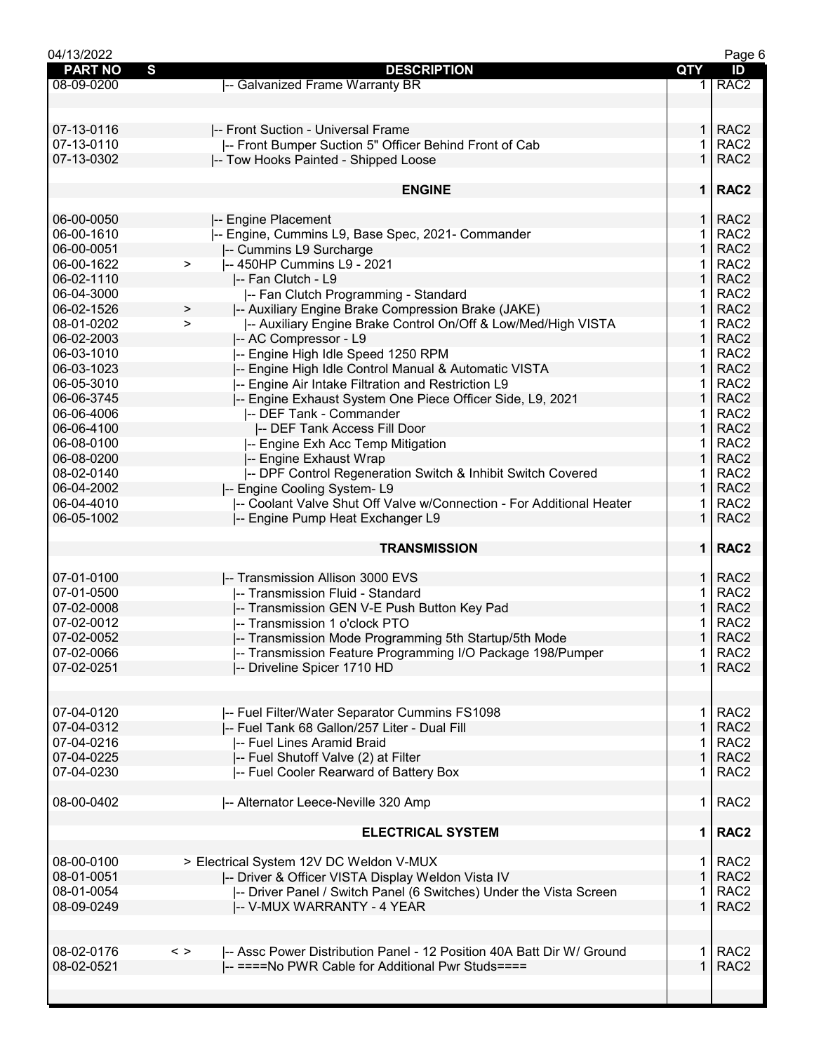| PART NO | S | DESCRIPTION | QTY | ID |
|---|---|---|---|---|
| 08-09-0200 | | \|-- Galvanized Frame Warranty BR | 1 | RAC2 |
| | | | | |
| 07-13-0116 | | \|-- Front Suction - Universal Frame | 1 | RAC2 |
| 07-13-0110 | | \|-- Front Bumper Suction 5" Officer Behind Front of Cab | 1 | RAC2 |
| 07-13-0302 | | \|-- Tow Hooks Painted - Shipped Loose | 1 | RAC2 |
| | | **ENGINE** | **1** | **RAC2** |
| 06-00-0050 | | \|-- Engine Placement | 1 | RAC2 |
| 06-00-1610 | | \|-- Engine, Cummins L9, Base Spec, 2021- Commander | 1 | RAC2 |
| 06-00-0051 | | \|-- Cummins L9 Surcharge | 1 | RAC2 |
| 06-00-1622 | > | \|-- 450HP Cummins L9 - 2021 | 1 | RAC2 |
| 06-02-1110 | | \|-- Fan Clutch - L9 | 1 | RAC2 |
| 06-04-3000 | | \|-- Fan Clutch Programming - Standard | 1 | RAC2 |
| 06-02-1526 | > | \|-- Auxiliary Engine Brake Compression Brake (JAKE) | 1 | RAC2 |
| 08-01-0202 | > | \|-- Auxiliary Engine Brake Control On/Off & Low/Med/High VISTA | 1 | RAC2 |
| 06-02-2003 | | \|-- AC Compressor - L9 | 1 | RAC2 |
| 06-03-1010 | | \|-- Engine High Idle Speed 1250 RPM | 1 | RAC2 |
| 06-03-1023 | | \|-- Engine High Idle Control Manual & Automatic VISTA | 1 | RAC2 |
| 06-05-3010 | | \|-- Engine Air Intake Filtration and Restriction L9 | 1 | RAC2 |
| 06-06-3745 | | \|-- Engine Exhaust System One Piece Officer Side, L9, 2021 | 1 | RAC2 |
| 06-06-4006 | | \|-- DEF Tank - Commander | 1 | RAC2 |
| 06-06-4100 | | \|-- DEF Tank Access Fill Door | 1 | RAC2 |
| 06-08-0100 | | \|-- Engine Exh Acc Temp Mitigation | 1 | RAC2 |
| 06-08-0200 | | \|-- Engine Exhaust Wrap | 1 | RAC2 |
| 08-02-0140 | | \|-- DPF Control Regeneration Switch & Inhibit Switch Covered | 1 | RAC2 |
| 06-04-2002 | | \|-- Engine Cooling System- L9 | 1 | RAC2 |
| 06-04-4010 | | \|-- Coolant Valve Shut Off Valve w/Connection - For Additional Heater | 1 | RAC2 |
| 06-05-1002 | | \|-- Engine Pump Heat Exchanger L9 | 1 | RAC2 |
| | | **TRANSMISSION** | **1** | **RAC2** |
| 07-01-0100 | | \|-- Transmission Allison 3000 EVS | 1 | RAC2 |
| 07-01-0500 | | \|-- Transmission Fluid - Standard | 1 | RAC2 |
| 07-02-0008 | | \|-- Transmission GEN V-E Push Button Key Pad | 1 | RAC2 |
| 07-02-0012 | | \|-- Transmission 1 o'clock PTO | 1 | RAC2 |
| 07-02-0052 | | \|-- Transmission Mode Programming 5th Startup/5th Mode | 1 | RAC2 |
| 07-02-0066 | | \|-- Transmission Feature Programming I/O Package 198/Pumper | 1 | RAC2 |
| 07-02-0251 | | \|-- Driveline Spicer 1710 HD | 1 | RAC2 |
| | | | | |
| 07-04-0120 | | \|-- Fuel Filter/Water Separator Cummins FS1098 | 1 | RAC2 |
| 07-04-0312 | | \|-- Fuel Tank 68 Gallon/257 Liter - Dual Fill | 1 | RAC2 |
| 07-04-0216 | | \|-- Fuel Lines Aramid Braid | 1 | RAC2 |
| 07-04-0225 | | \|-- Fuel Shutoff Valve (2) at Filter | 1 | RAC2 |
| 07-04-0230 | | \|-- Fuel Cooler Rearward of Battery Box | 1 | RAC2 |
| 08-00-0402 | | \|-- Alternator Leece-Neville 320 Amp | 1 | RAC2 |
| | | **ELECTRICAL SYSTEM** | **1** | **RAC2** |
| 08-00-0100 | | > Electrical System 12V DC Weldon V-MUX | 1 | RAC2 |
| 08-01-0051 | | \|-- Driver & Officer VISTA Display Weldon Vista IV | 1 | RAC2 |
| 08-01-0054 | | \|-- Driver Panel / Switch Panel (6 Switches) Under the Vista Screen | 1 | RAC2 |
| 08-09-0249 | | \|-- V-MUX WARRANTY - 4 YEAR | 1 | RAC2 |
| | | | | |
| 08-02-0176 | < > | \|-- Assc Power Distribution Panel - 12 Position 40A Batt Dir W/ Ground | 1 | RAC2 |
| 08-02-0521 | | \|-- ====No PWR Cable for Additional Pwr Studs==== | 1 | RAC2 |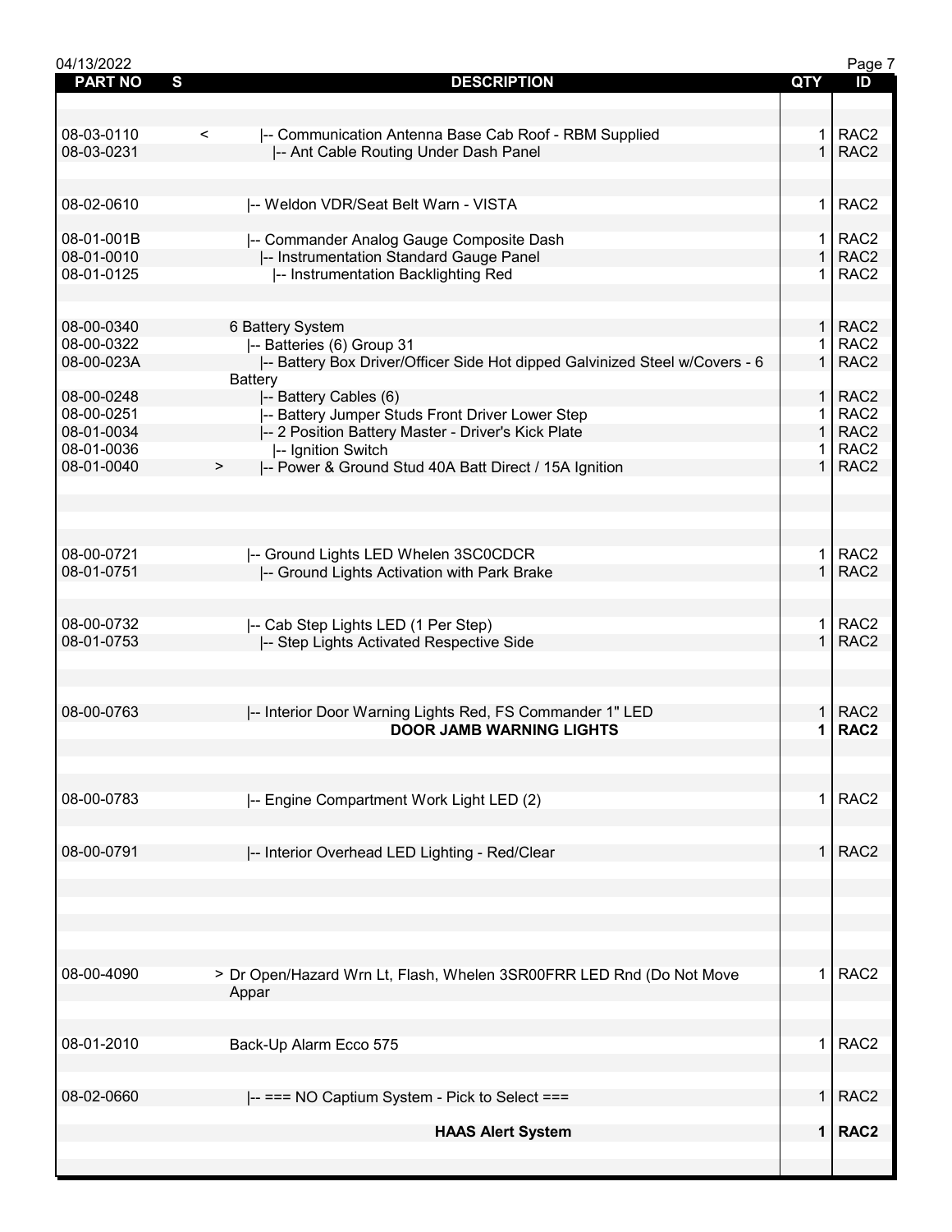| PART NO | S | DESCRIPTION | QTY | ID |
|---|---|---|---|---|
| 08-03-0110 | < | \|-- Communication Antenna Base Cab Roof - RBM Supplied | 1 | RAC2 |
| 08-03-0231 | | \|-- Ant Cable Routing Under Dash Panel | 1 | RAC2 |
| 08-02-0610 | | \|-- Weldon VDR/Seat Belt Warn - VISTA | 1 | RAC2 |
| 08-01-001B | | \|-- Commander Analog Gauge Composite Dash | 1 | RAC2 |
| 08-01-0010 | | \|-- Instrumentation Standard Gauge Panel | 1 | RAC2 |
| 08-01-0125 | | \|-- Instrumentation Backlighting Red | 1 | RAC2 |
| 08-00-0340 | | 6 Battery System | 1 | RAC2 |
| 08-00-0322 | | \|-- Batteries (6) Group 31 | 1 | RAC2 |
| 08-00-023A | | \|-- Battery Box Driver/Officer Side Hot dipped Galvinized Steel w/Covers - 6 Battery | 1 | RAC2 |
| 08-00-0248 | | \|-- Battery Cables (6) | 1 | RAC2 |
| 08-00-0251 | | \|-- Battery Jumper Studs Front Driver Lower Step | 1 | RAC2 |
| 08-01-0034 | | \|-- 2 Position Battery Master - Driver's Kick Plate | 1 | RAC2 |
| 08-01-0036 | | \|-- Ignition Switch | 1 | RAC2 |
| 08-01-0040 | > | \|-- Power & Ground Stud 40A Batt Direct / 15A Ignition | 1 | RAC2 |
| 08-00-0721 | | \|-- Ground Lights LED Whelen 3SC0CDCR | 1 | RAC2 |
| 08-01-0751 | | \|-- Ground Lights Activation with Park Brake | 1 | RAC2 |
| 08-00-0732 | | \|-- Cab Step Lights LED (1 Per Step) | 1 | RAC2 |
| 08-01-0753 | | \|-- Step Lights Activated Respective Side | 1 | RAC2 |
| 08-00-0763 | | \|-- Interior Door Warning Lights Red, FS Commander 1" LED | 1 | RAC2 |
| | | **DOOR JAMB WARNING LIGHTS** | **1** | **RAC2** |
| 08-00-0783 | | \|-- Engine Compartment Work Light LED (2) | 1 | RAC2 |
| 08-00-0791 | | \|-- Interior Overhead LED Lighting - Red/Clear | 1 | RAC2 |
| 08-00-4090 | | > Dr Open/Hazard Wrn Lt, Flash, Whelen 3SR00FRR LED Rnd (Do Not Move Appar | 1 | RAC2 |
| 08-01-2010 | | Back-Up Alarm Ecco 575 | 1 | RAC2 |
| 08-02-0660 | | \|-- === NO Captium System - Pick to Select === | 1 | RAC2 |
| | | **HAAS Alert System** | **1** | **RAC2** |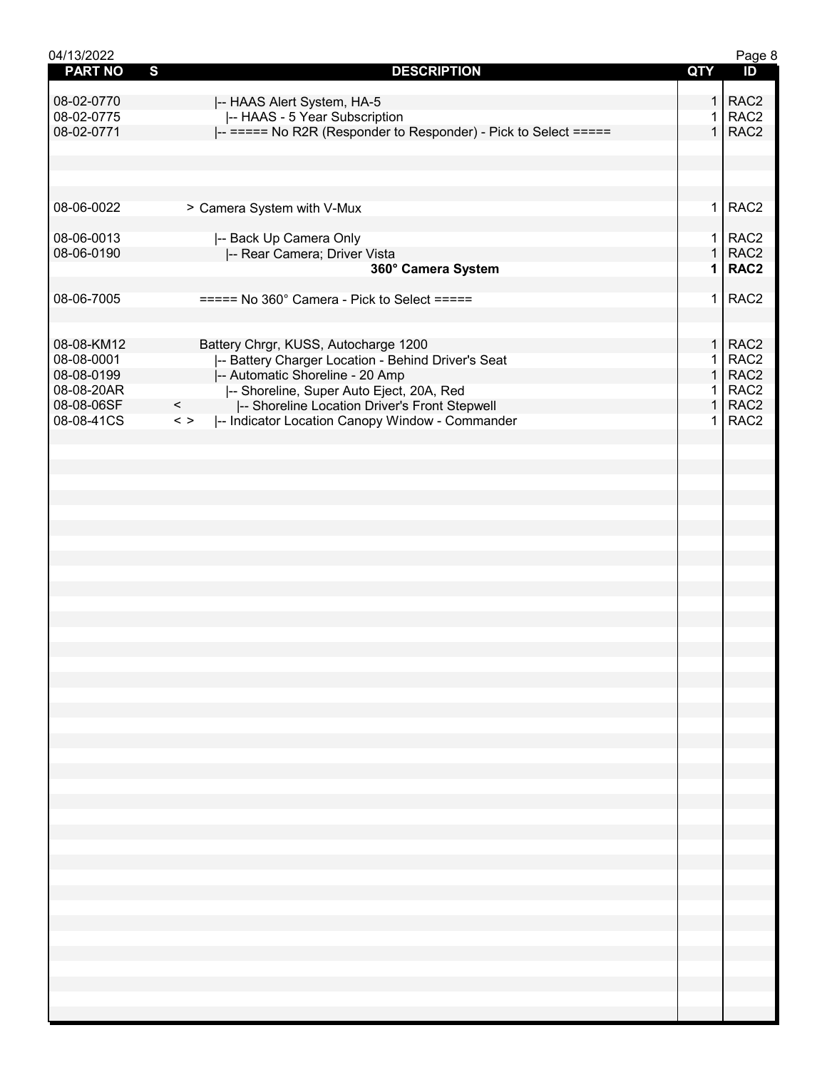| PART NO | S | DESCRIPTION | QTY | ID |
|---|---|---|---|---|
| 08-02-0770 | | \|-- HAAS Alert System, HA-5 | 1 | RAC2 |
| 08-02-0775 | | \|-- HAAS - 5 Year Subscription | 1 | RAC2 |
| 08-02-0771 | | \|-- ===== No R2R (Responder to Responder) - Pick to Select ===== | 1 | RAC2 |
| 08-06-0022 | > | Camera System with V-Mux | 1 | RAC2 |
| 08-06-0013 | | \|-- Back Up Camera Only | 1 | RAC2 |
| 08-06-0190 | | \|-- Rear Camera; Driver Vista | 1 | RAC2 |
| | | **360° Camera System** | **1** | **RAC2** |
| 08-06-7005 | | ===== No 360° Camera - Pick to Select ===== | 1 | RAC2 |
| 08-08-KM12 | | Battery Chrgr, KUSS, Autocharge 1200 | 1 | RAC2 |
| 08-08-0001 | | \|-- Battery Charger Location - Behind Driver's Seat | 1 | RAC2 |
| 08-08-0199 | | \|-- Automatic Shoreline - 20 Amp | 1 | RAC2 |
| 08-08-20AR | | \|-- Shoreline, Super Auto Eject, 20A, Red | 1 | RAC2 |
| 08-08-06SF | < | \|-- Shoreline Location Driver's Front Stepwell | 1 | RAC2 |
| 08-08-41CS | < > | \|-- Indicator Location Canopy Window - Commander | 1 | RAC2 |